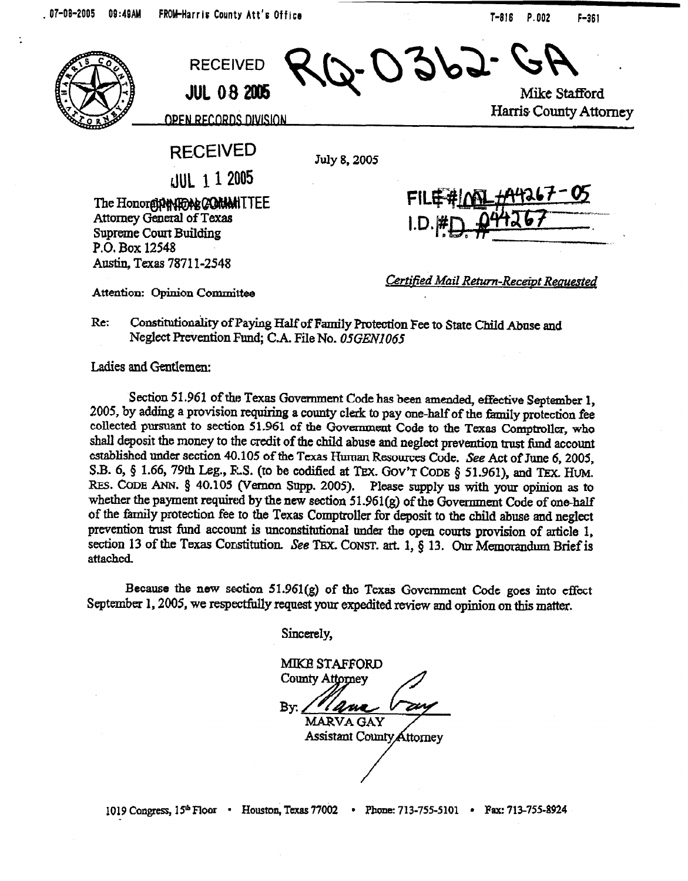RECEIVED
JUL 08 2005
OPEN RECORDS DIVISION

RQ-0362-GA

Mike Stafford
Harris County Attorney

RECEIVED
JUL 11 2005
OPINION COMMITTEE

July 8, 2005

FILE #ML-44267-05
I.D.# 044267

The Honorable Greg Abbott
Attorney General of Texas
Supreme Court Building
P.O. Box 12548
Austin, Texas 78711-2548

*Certified Mail Return-Receipt Requested*

Attention: Opinion Committee

Re: Constitutionality of Paying Half of Family Protection Fee to State Child Abuse and Neglect Prevention Fund; C.A. File No. *05GEN1065*

Ladies and Gentlemen:

Section 51.961 of the Texas Government Code has been amended, effective September 1, 2005, by adding a provision requiring a county clerk to pay one-half of the family protection fee collected pursuant to section 51.961 of the Government Code to the Texas Comptroller, who shall deposit the money to the credit of the child abuse and neglect prevention trust fund account established under section 40.105 of the Texas Human Resources Code. *See* Act of June 6, 2005, S.B. 6, § 1.66, 79th Leg., R.S. (to be codified at TEX. GOV'T CODE § 51.961), and TEX. HUM. RES. CODE ANN. § 40.105 (Vernon Supp. 2005). Please supply us with your opinion as to whether the payment required by the new section 51.961(g) of the Government Code of one-half of the family protection fee to the Texas Comptroller for deposit to the child abuse and neglect prevention trust fund account is unconstitutional under the open courts provision of article 1, section 13 of the Texas Constitution. *See* TEX. CONST. art. 1, § 13. Our Memorandum Brief is attached.

Because the new section 51.961(g) of the Texas Government Code goes into effect September 1, 2005, we respectfully request your expedited review and opinion on this matter.

Sincerely,

MIKE STAFFORD
County Attorney

By: Marva Gay
MARVA GAY
Assistant County Attorney

1019 Congress, 15th Floor • Houston, Texas 77002 • Phone: 713-755-5101 • Fax: 713-755-8924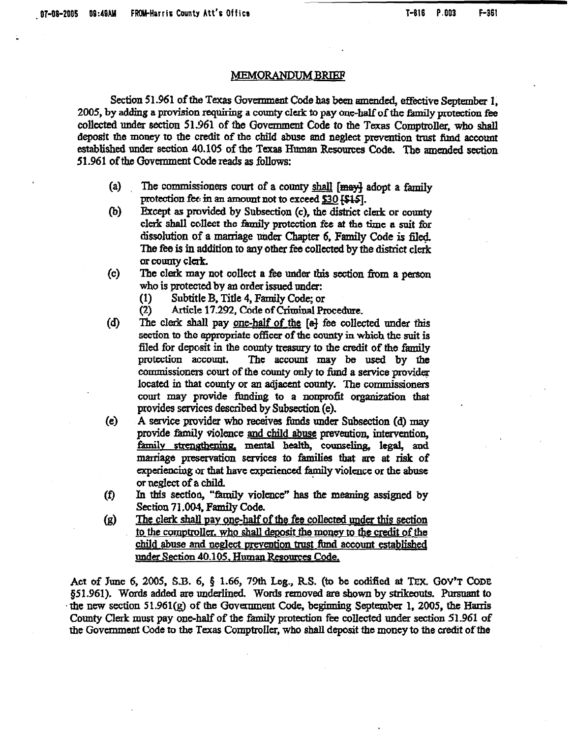## MEMORANDUM BRIEF

Section 51.961 of the Texas Government Code has been amended, effective September 1, 2005, by adding a provision requiring a county clerk to pay one-half of the family protection fee collected under section 51.961 of the Government Code to the Texas Comptroller, who shall deposit the money to the credit of the child abuse and neglect prevention trust fund account established under section 40.105 of the Texas Human Resources Code. The amended section 51.961 of the Government Code reads as follows:

> (a) The commissioners court of a county <u>shall</u> [~~may~~] adopt a family protection fee in an amount not to exceed <u>$30</u> [~~$15~~].
>
> (b) Except as provided by Subsection (c), the district clerk or county clerk shall collect the family protection fee at the time a suit for dissolution of a marriage under Chapter 6, Family Code is filed. The fee is in addition to any other fee collected by the district clerk or county clerk.
>
> (c) The clerk may not collect a fee under this section from a person who is protected by an order issued under:
>
> (1) Subtitle B, Title 4, Family Code; or
>
> (2) Article 17.292, Code of Criminal Procedure.
>
> (d) The clerk shall pay <u>one-half of the</u> [~~a~~] fee collected under this section to the appropriate officer of the county in which the suit is filed for deposit in the county treasury to the credit of the family protection account. The account may be used by the commissioners court of the county only to fund a service provider located in that county or an adjacent county. The commissioners court may provide funding to a nonprofit organization that provides services described by Subsection (e).
>
> (e) A service provider who receives funds under Subsection (d) may provide family violence <u>and child abuse</u> prevention, intervention, <u>family strengthening,</u> mental health, counseling, legal, and marriage preservation services to families that are at risk of experiencing or that have experienced family violence or the abuse or neglect of a child.
>
> (f) In this section, "family violence" has the meaning assigned by Section 71.004, Family Code.
>
> (g) <u>The clerk shall pay one-half of the fee collected under this section to the comptroller, who shall deposit the money to the credit of the child abuse and neglect prevention trust fund account established under Section 40.105, Human Resources Code.</u>

Act of June 6, 2005, S.B. 6, § 1.66, 79th Leg., R.S. (to be codified at TEX. GOV'T CODE §51.961). Words added are underlined. Words removed are shown by strikeouts. Pursuant to the new section 51.961(g) of the Government Code, beginning September 1, 2005, the Harris County Clerk must pay one-half of the family protection fee collected under section 51.961 of the Government Code to the Texas Comptroller, who shall deposit the money to the credit of the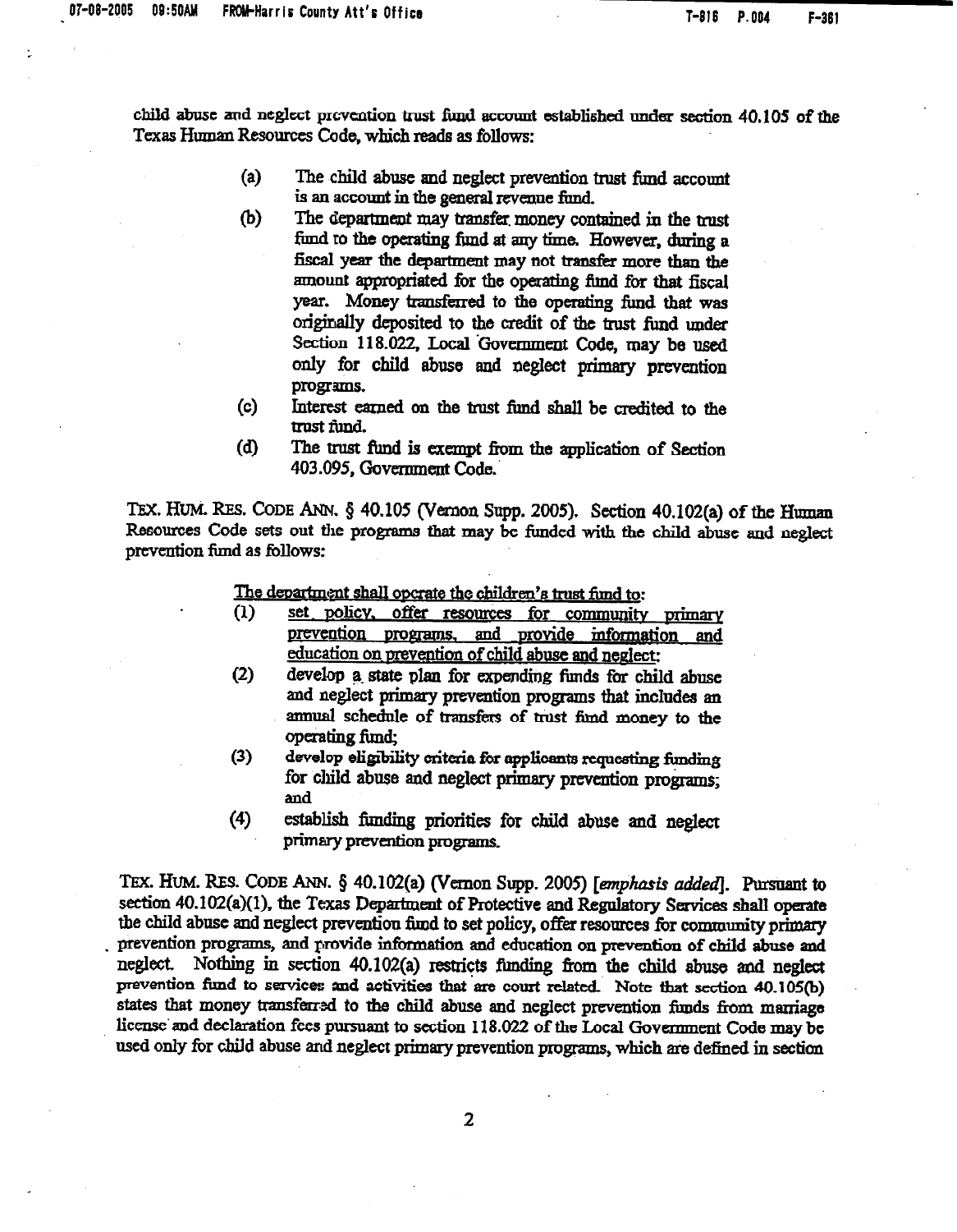child abuse and neglect prevention trust fund account established under section 40.105 of the Texas Human Resources Code, which reads as follows:

> (a) The child abuse and neglect prevention trust fund account is an account in the general revenue fund.
>
> (b) The department may transfer money contained in the trust fund to the operating fund at any time. However, during a fiscal year the department may not transfer more than the amount appropriated for the operating fund for that fiscal year. Money transferred to the operating fund that was originally deposited to the credit of the trust fund under Section 118.022, Local Government Code, may be used only for child abuse and neglect primary prevention programs.
>
> (c) Interest earned on the trust fund shall be credited to the trust fund.
>
> (d) The trust fund is exempt from the application of Section 403.095, Government Code.

TEX. HUM. RES. CODE ANN. § 40.105 (Vernon Supp. 2005). Section 40.102(a) of the Human Resources Code sets out the programs that may be funded with the child abuse and neglect prevention fund as follows:

> <u>The department shall operate the children's trust fund to:</u>
>
> (1) <u>set policy, offer resources for community primary prevention programs, and provide information and education on prevention of child abuse and neglect;</u>
>
> (2) develop a state plan for expending funds for child abuse and neglect primary prevention programs that includes an annual schedule of transfers of trust fund money to the operating fund;
>
> (3) develop eligibility criteria for applicants requesting funding for child abuse and neglect primary prevention programs; and
>
> (4) establish funding priorities for child abuse and neglect primary prevention programs.

TEX. HUM. RES. CODE ANN. § 40.102(a) (Vernon Supp. 2005) [*emphasis added*]. Pursuant to section 40.102(a)(1), the Texas Department of Protective and Regulatory Services shall operate the child abuse and neglect prevention fund to set policy, offer resources for community primary prevention programs, and provide information and education on prevention of child abuse and neglect. Nothing in section 40.102(a) restricts funding from the child abuse and neglect prevention fund to services and activities that are court related. Note that section 40.105(b) states that money transferred to the child abuse and neglect prevention funds from marriage license and declaration fees pursuant to section 118.022 of the Local Government Code may be used only for child abuse and neglect primary prevention programs, which are defined in section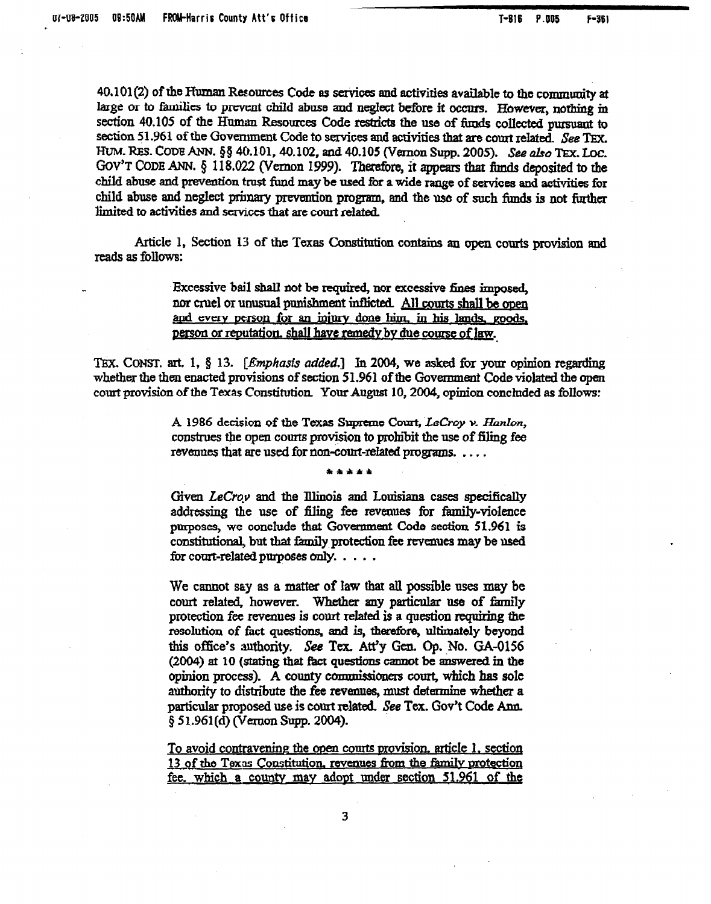40.101(2) of the Human Resources Code as services and activities available to the community at large or to families to prevent child abuse and neglect before it occurs. However, nothing in section 40.105 of the Human Resources Code restricts the use of funds collected pursuant to section 51.961 of the Government Code to services and activities that are court related. *See* TEX. HUM. RES. CODE ANN. §§ 40.101, 40.102, and 40.105 (Vernon Supp. 2005). *See also* TEX. LOC. GOV'T CODE ANN. § 118.022 (Vernon 1999). Therefore, it appears that funds deposited to the child abuse and prevention trust fund may be used for a wide range of services and activities for child abuse and neglect primary prevention program, and the use of such funds is not further limited to activities and services that are court related.

Article 1, Section 13 of the Texas Constitution contains an open courts provision and reads as follows:

> Excessive bail shall not be required, nor excessive fines imposed, nor cruel or unusual punishment inflicted. <u>All courts shall be open and every person for an injury done him, in his lands, goods, person or reputation, shall have remedy by due course of law.</u>

TEX. CONST. art. 1, § 13. [*Emphasis added.*] In 2004, we asked for your opinion regarding whether the then enacted provisions of section 51.961 of the Government Code violated the open court provision of the Texas Constitution. Your August 10, 2004, opinion concluded as follows:

> A 1986 decision of the Texas Supreme Court, *LeCroy v. Hanlon*, construes the open courts provision to prohibit the use of filing fee revenues that are used for non-court-related programs. ....
>
> \*\*\*\*\*
>
> Given *LeCroy* and the Illinois and Louisiana cases specifically addressing the use of filing fee revenues for family-violence purposes, we conclude that Government Code section 51.961 is constitutional, but that family protection fee revenues may be used for court-related purposes only. . . . .
>
> We cannot say as a matter of law that all possible uses may be court related, however. Whether any particular use of family protection fee revenues is court related is a question requiring the resolution of fact questions, and is, therefore, ultimately beyond this office's authority. *See* Tex. Att'y Gen. Op. No. GA-0156 (2004) at 10 (stating that fact questions cannot be answered in the opinion process). A county commissioners court, which has sole authority to distribute the fee revenues, must determine whether a particular proposed use is court related. *See* Tex. Gov't Code Ann. § 51.961(d) (Vernon Supp. 2004).
>
> <u>To avoid contravening the open courts provision, article 1, section 13 of the Texas Constitution, revenues from the family protection fee, which a county may adopt under section 51.961 of the</u>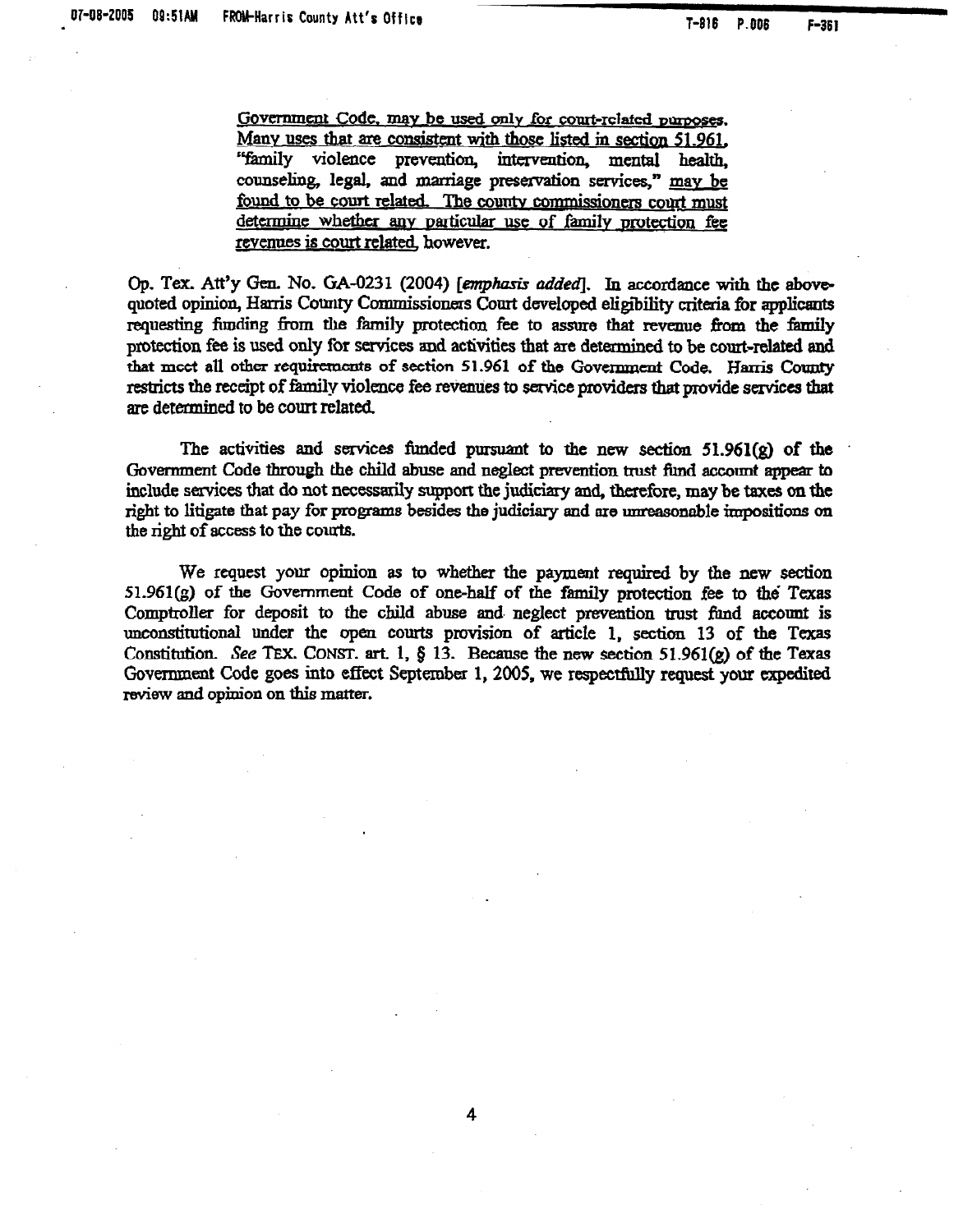> <u>Government Code, may be used only for court-related purposes. Many uses that are consistent with those listed in section 51.961,</u> "family violence prevention, intervention, mental health, counseling, legal, and marriage preservation services," <u>may be found to be court related. The county commissioners court must determine whether any particular use of family protection fee revenues is court related,</u> however.

Op. Tex. Att'y Gen. No. GA-0231 (2004) [*emphasis added*]. In accordance with the above-quoted opinion, Harris County Commissioners Court developed eligibility criteria for applicants requesting funding from the family protection fee to assure that revenue from the family protection fee is used only for services and activities that are determined to be court-related and that meet all other requirements of section 51.961 of the Government Code. Harris County restricts the receipt of family violence fee revenues to service providers that provide services that are determined to be court related.

The activities and services funded pursuant to the new section 51.961(g) of the Government Code through the child abuse and neglect prevention trust fund account appear to include services that do not necessarily support the judiciary and, therefore, may be taxes on the right to litigate that pay for programs besides the judiciary and are unreasonable impositions on the right of access to the courts.

We request your opinion as to whether the payment required by the new section 51.961(g) of the Government Code of one-half of the family protection fee to the Texas Comptroller for deposit to the child abuse and neglect prevention trust fund account is unconstitutional under the open courts provision of article 1, section 13 of the Texas Constitution. *See* TEX. CONST. art. 1, § 13. Because the new section 51.961(g) of the Texas Government Code goes into effect September 1, 2005, we respectfully request your expedited review and opinion on this matter.